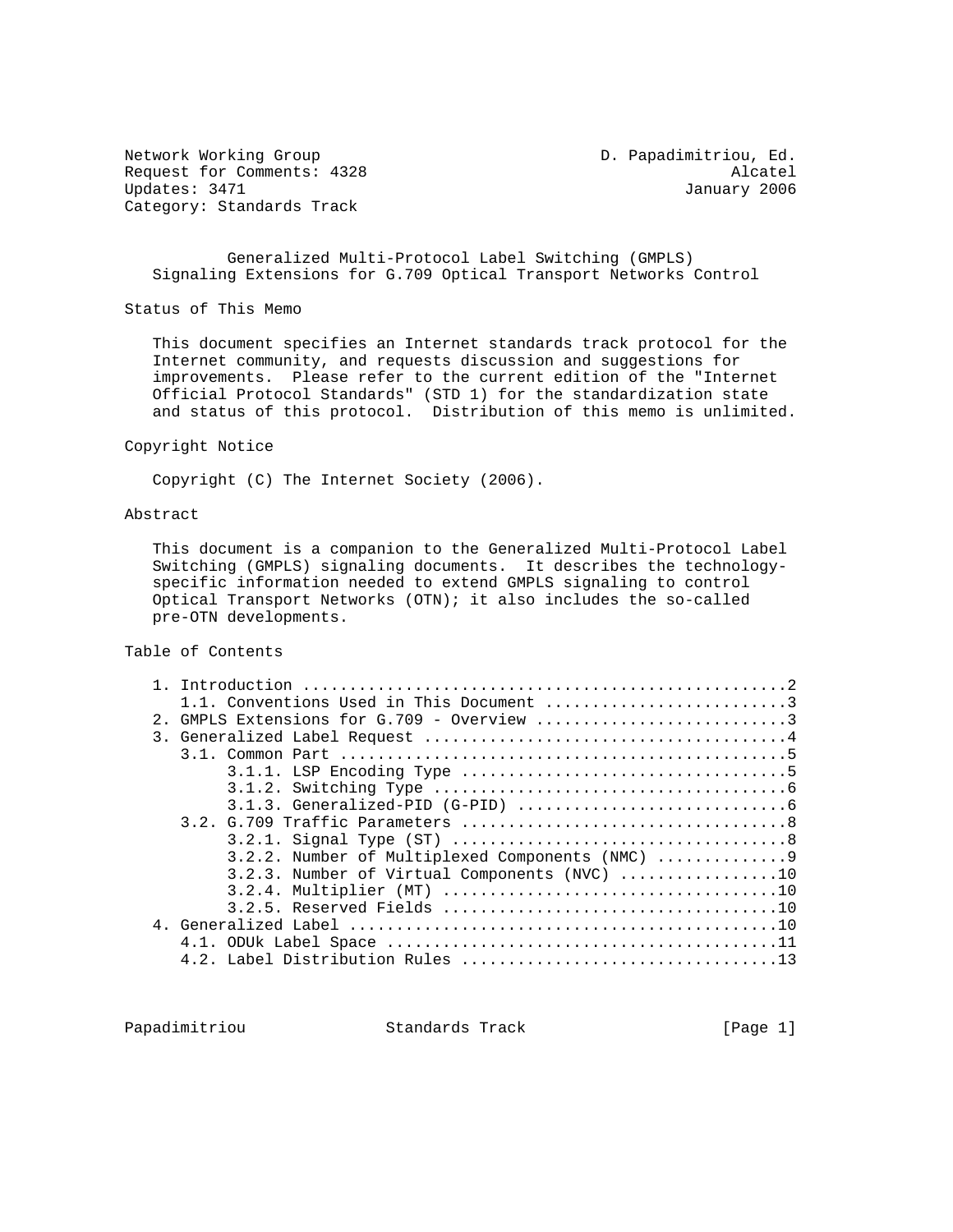Network Working Group D. Papadimitriou, Ed.
Request for Comments: 4328 Alcatel
Updates: 3471 January 2006
Category: Standards Track

# Generalized Multi-Protocol Label Switching (GMPLS) Signaling Extensions for G.709 Optical Transport Networks Control

## Status of This Memo

This document specifies an Internet standards track protocol for the Internet community, and requests discussion and suggestions for improvements. Please refer to the current edition of the "Internet Official Protocol Standards" (STD 1) for the standardization state and status of this protocol. Distribution of this memo is unlimited.

## Copyright Notice

Copyright (C) The Internet Society (2006).

## Abstract

This document is a companion to the Generalized Multi-Protocol Label Switching (GMPLS) signaling documents. It describes the technology-specific information needed to extend GMPLS signaling to control Optical Transport Networks (OTN); it also includes the so-called pre-OTN developments.

## Table of Contents

```
   1. Introduction ....................................................2
      1.1. Conventions Used in This Document ..........................3
   2. GMPLS Extensions for G.709 - Overview ...........................3
   3. Generalized Label Request .......................................4
      3.1. Common Part ................................................5
           3.1.1. LSP Encoding Type ...................................5
           3.1.2. Switching Type ......................................6
           3.1.3. Generalized-PID (G-PID) .............................6
      3.2. G.709 Traffic Parameters ...................................8
           3.2.1. Signal Type (ST) ....................................8
           3.2.2. Number of Multiplexed Components (NMC) ..............9
           3.2.3. Number of Virtual Components (NVC) .................10
           3.2.4. Multiplier (MT) ....................................10
           3.2.5. Reserved Fields ....................................10
   4. Generalized Label ..............................................10
      4.1. ODUk Label Space ..........................................11
      4.2. Label Distribution Rules ..................................13
```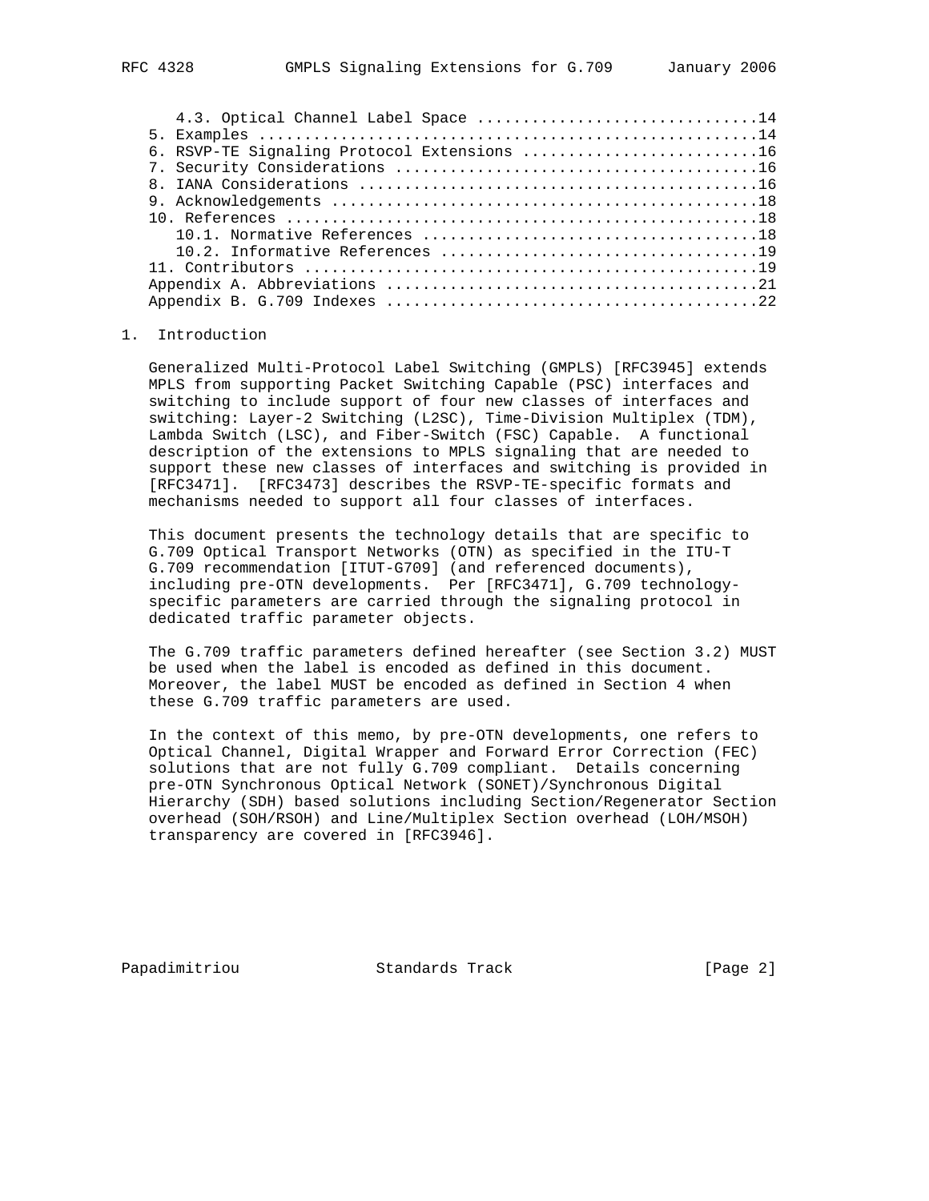4.3. Optical Channel Label Space ...............................14
5. Examples ......................................................14
6. RSVP-TE Signaling Protocol Extensions ..........................16
7. Security Considerations .......................................16
8. IANA Considerations ...........................................16
9. Acknowledgements ..............................................18
10. References ...................................................18
10.1. Normative References ....................................18
10.2. Informative References ..................................19
11. Contributors .................................................19
Appendix A. Abbreviations ........................................21
Appendix B. G.709 Indexes ........................................22

## 1. Introduction

Generalized Multi-Protocol Label Switching (GMPLS) [RFC3945] extends MPLS from supporting Packet Switching Capable (PSC) interfaces and switching to include support of four new classes of interfaces and switching: Layer-2 Switching (L2SC), Time-Division Multiplex (TDM), Lambda Switch (LSC), and Fiber-Switch (FSC) Capable. A functional description of the extensions to MPLS signaling that are needed to support these new classes of interfaces and switching is provided in [RFC3471]. [RFC3473] describes the RSVP-TE-specific formats and mechanisms needed to support all four classes of interfaces.

This document presents the technology details that are specific to G.709 Optical Transport Networks (OTN) as specified in the ITU-T G.709 recommendation [ITUT-G709] (and referenced documents), including pre-OTN developments. Per [RFC3471], G.709 technology-specific parameters are carried through the signaling protocol in dedicated traffic parameter objects.

The G.709 traffic parameters defined hereafter (see Section 3.2) MUST be used when the label is encoded as defined in this document. Moreover, the label MUST be encoded as defined in Section 4 when these G.709 traffic parameters are used.

In the context of this memo, by pre-OTN developments, one refers to Optical Channel, Digital Wrapper and Forward Error Correction (FEC) solutions that are not fully G.709 compliant. Details concerning pre-OTN Synchronous Optical Network (SONET)/Synchronous Digital Hierarchy (SDH) based solutions including Section/Regenerator Section overhead (SOH/RSOH) and Line/Multiplex Section overhead (LOH/MSOH) transparency are covered in [RFC3946].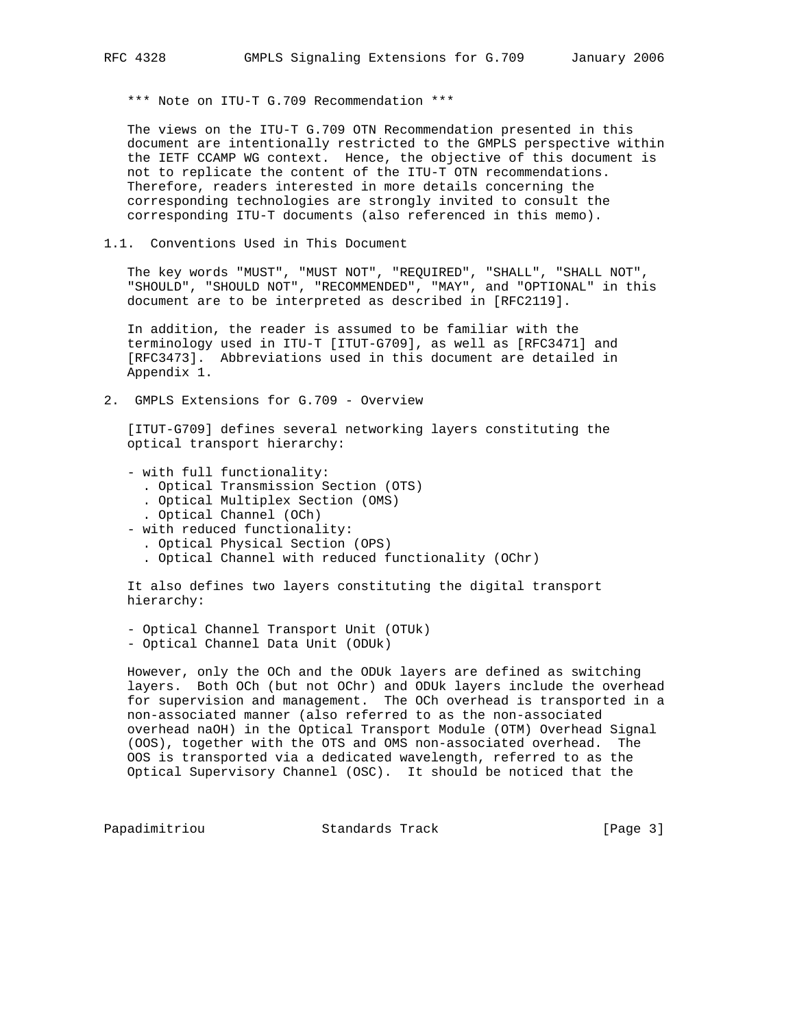*** Note on ITU-T G.709 Recommendation ***

The views on the ITU-T G.709 OTN Recommendation presented in this document are intentionally restricted to the GMPLS perspective within the IETF CCAMP WG context. Hence, the objective of this document is not to replicate the content of the ITU-T OTN recommendations. Therefore, readers interested in more details concerning the corresponding technologies are strongly invited to consult the corresponding ITU-T documents (also referenced in this memo).

### 1.1. Conventions Used in This Document

The key words "MUST", "MUST NOT", "REQUIRED", "SHALL", "SHALL NOT", "SHOULD", "SHOULD NOT", "RECOMMENDED", "MAY", and "OPTIONAL" in this document are to be interpreted as described in [RFC2119].

In addition, the reader is assumed to be familiar with the terminology used in ITU-T [ITUT-G709], as well as [RFC3471] and [RFC3473]. Abbreviations used in this document are detailed in Appendix 1.

## 2. GMPLS Extensions for G.709 - Overview

[ITUT-G709] defines several networking layers constituting the optical transport hierarchy:

- with full functionality:
  - . Optical Transmission Section (OTS)
  - . Optical Multiplex Section (OMS)
  - . Optical Channel (OCh)
- with reduced functionality:
  - . Optical Physical Section (OPS)
  - . Optical Channel with reduced functionality (OChr)

It also defines two layers constituting the digital transport hierarchy:

- Optical Channel Transport Unit (OTUk)
- Optical Channel Data Unit (ODUk)

However, only the OCh and the ODUk layers are defined as switching layers. Both OCh (but not OChr) and ODUk layers include the overhead for supervision and management. The OCh overhead is transported in a non-associated manner (also referred to as the non-associated overhead naOH) in the Optical Transport Module (OTM) Overhead Signal (OOS), together with the OTS and OMS non-associated overhead. The OOS is transported via a dedicated wavelength, referred to as the Optical Supervisory Channel (OSC). It should be noticed that the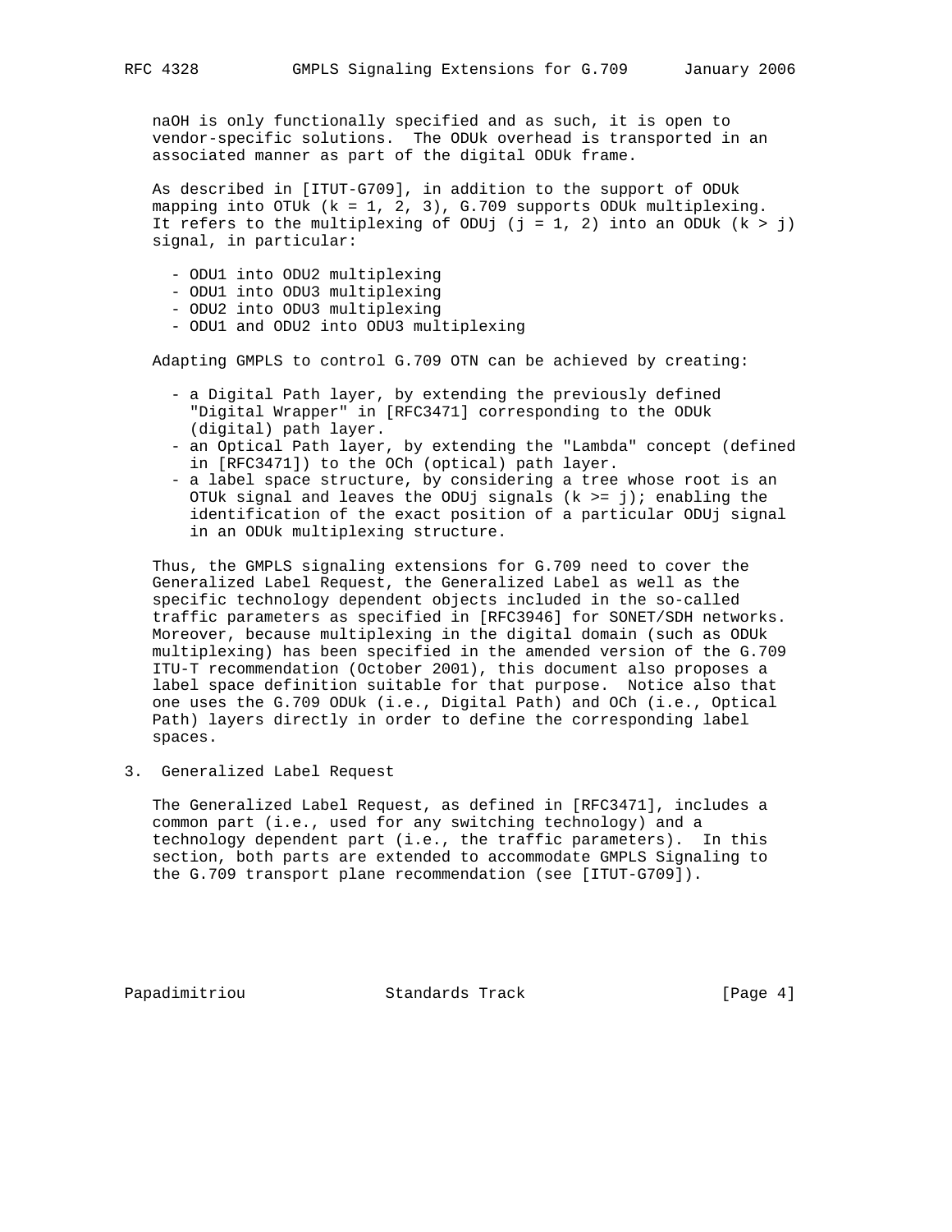naOH is only functionally specified and as such, it is open to vendor-specific solutions. The ODUk overhead is transported in an associated manner as part of the digital ODUk frame.

As described in [ITUT-G709], in addition to the support of ODUk mapping into OTUk (k = 1, 2, 3), G.709 supports ODUk multiplexing. It refers to the multiplexing of ODUj (j = 1, 2) into an ODUk (k > j) signal, in particular:

- ODU1 into ODU2 multiplexing
- ODU1 into ODU3 multiplexing
- ODU2 into ODU3 multiplexing
- ODU1 and ODU2 into ODU3 multiplexing

Adapting GMPLS to control G.709 OTN can be achieved by creating:

- a Digital Path layer, by extending the previously defined "Digital Wrapper" in [RFC3471] corresponding to the ODUk (digital) path layer.
- an Optical Path layer, by extending the "Lambda" concept (defined in [RFC3471]) to the OCh (optical) path layer.
- a label space structure, by considering a tree whose root is an OTUk signal and leaves the ODUj signals (k >= j); enabling the identification of the exact position of a particular ODUj signal in an ODUk multiplexing structure.

Thus, the GMPLS signaling extensions for G.709 need to cover the Generalized Label Request, the Generalized Label as well as the specific technology dependent objects included in the so-called traffic parameters as specified in [RFC3946] for SONET/SDH networks. Moreover, because multiplexing in the digital domain (such as ODUk multiplexing) has been specified in the amended version of the G.709 ITU-T recommendation (October 2001), this document also proposes a label space definition suitable for that purpose. Notice also that one uses the G.709 ODUk (i.e., Digital Path) and OCh (i.e., Optical Path) layers directly in order to define the corresponding label spaces.

## 3. Generalized Label Request

The Generalized Label Request, as defined in [RFC3471], includes a common part (i.e., used for any switching technology) and a technology dependent part (i.e., the traffic parameters). In this section, both parts are extended to accommodate GMPLS Signaling to the G.709 transport plane recommendation (see [ITUT-G709]).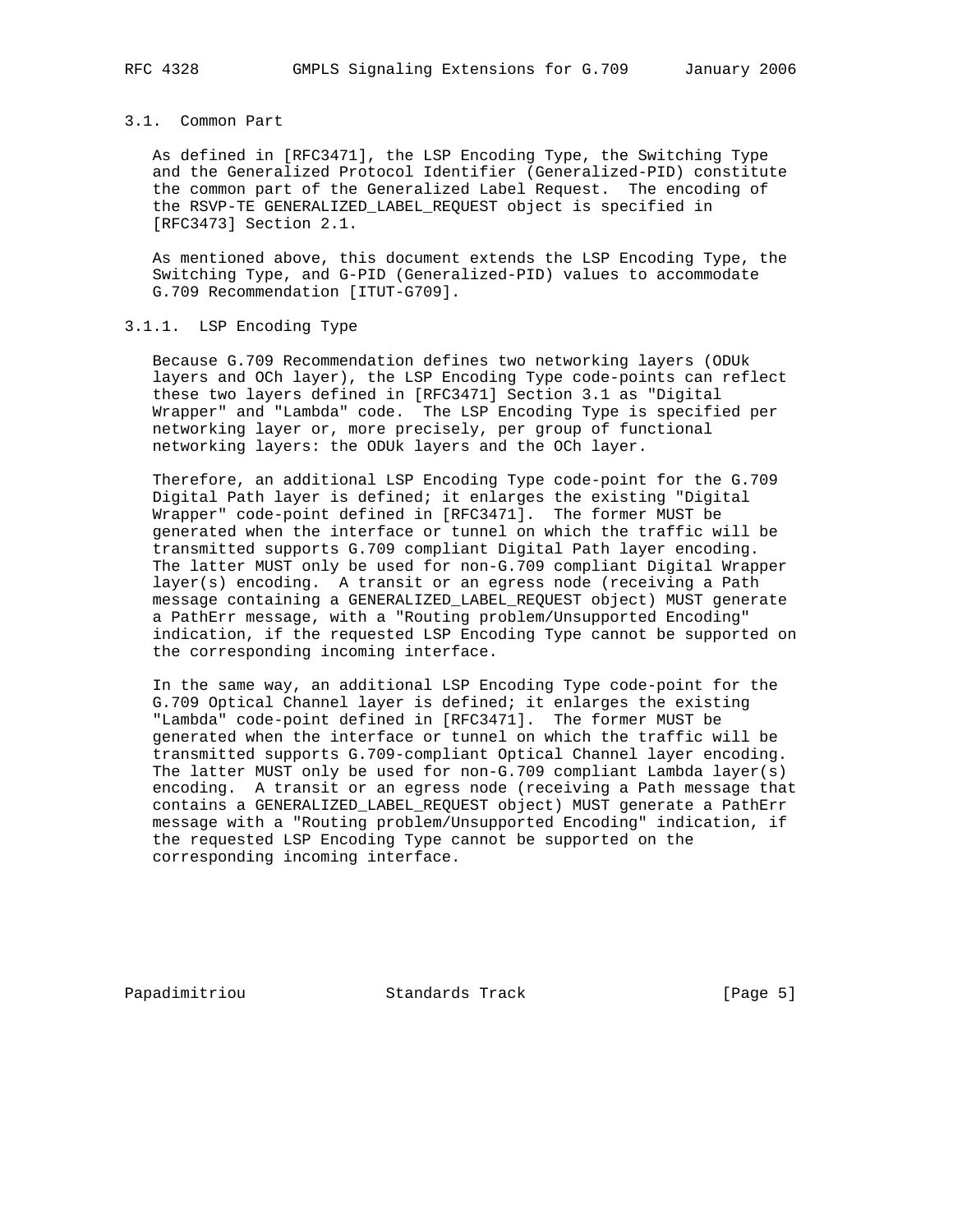### 3.1. Common Part

As defined in [RFC3471], the LSP Encoding Type, the Switching Type and the Generalized Protocol Identifier (Generalized-PID) constitute the common part of the Generalized Label Request. The encoding of the RSVP-TE GENERALIZED_LABEL_REQUEST object is specified in [RFC3473] Section 2.1.

As mentioned above, this document extends the LSP Encoding Type, the Switching Type, and G-PID (Generalized-PID) values to accommodate G.709 Recommendation [ITUT-G709].

#### 3.1.1. LSP Encoding Type

Because G.709 Recommendation defines two networking layers (ODUk layers and OCh layer), the LSP Encoding Type code-points can reflect these two layers defined in [RFC3471] Section 3.1 as "Digital Wrapper" and "Lambda" code. The LSP Encoding Type is specified per networking layer or, more precisely, per group of functional networking layers: the ODUk layers and the OCh layer.

Therefore, an additional LSP Encoding Type code-point for the G.709 Digital Path layer is defined; it enlarges the existing "Digital Wrapper" code-point defined in [RFC3471]. The former MUST be generated when the interface or tunnel on which the traffic will be transmitted supports G.709 compliant Digital Path layer encoding. The latter MUST only be used for non-G.709 compliant Digital Wrapper layer(s) encoding. A transit or an egress node (receiving a Path message containing a GENERALIZED_LABEL_REQUEST object) MUST generate a PathErr message, with a "Routing problem/Unsupported Encoding" indication, if the requested LSP Encoding Type cannot be supported on the corresponding incoming interface.

In the same way, an additional LSP Encoding Type code-point for the G.709 Optical Channel layer is defined; it enlarges the existing "Lambda" code-point defined in [RFC3471]. The former MUST be generated when the interface or tunnel on which the traffic will be transmitted supports G.709-compliant Optical Channel layer encoding. The latter MUST only be used for non-G.709 compliant Lambda layer(s) encoding. A transit or an egress node (receiving a Path message that contains a GENERALIZED_LABEL_REQUEST object) MUST generate a PathErr message with a "Routing problem/Unsupported Encoding" indication, if the requested LSP Encoding Type cannot be supported on the corresponding incoming interface.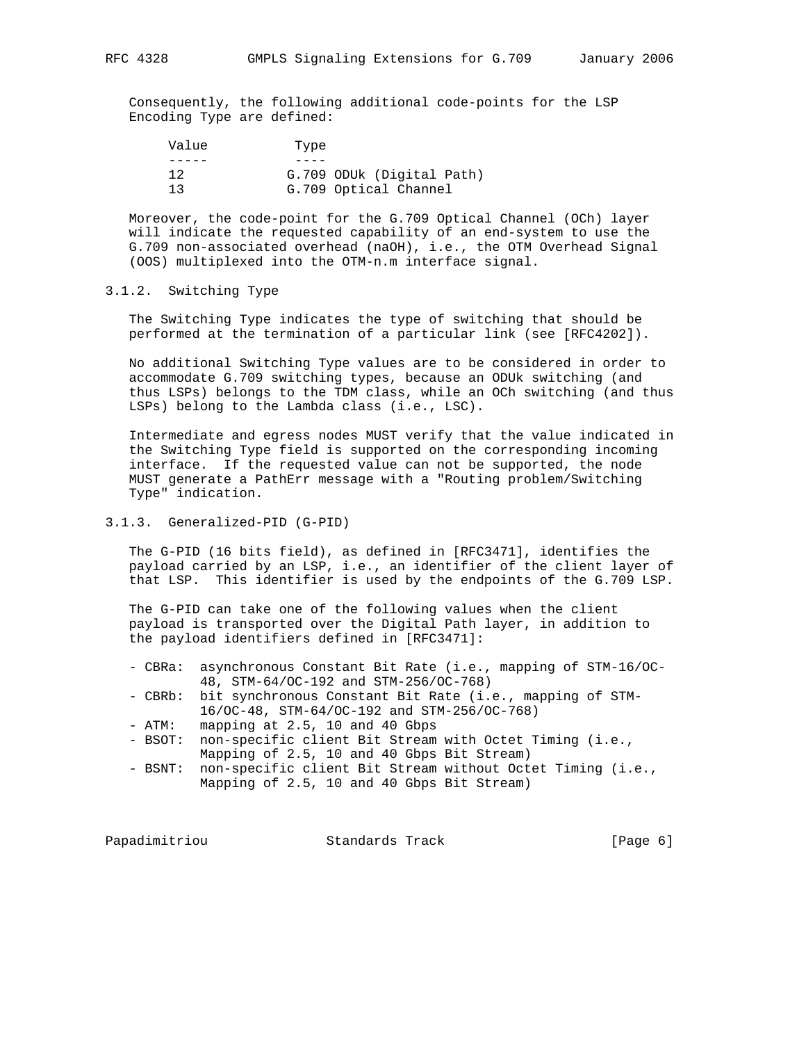Consequently, the following additional code-points for the LSP Encoding Type are defined:

| Value | Type |
| --- | --- |
| 12 | G.709 ODUk (Digital Path) |
| 13 | G.709 Optical Channel |

Moreover, the code-point for the G.709 Optical Channel (OCh) layer will indicate the requested capability of an end-system to use the G.709 non-associated overhead (naOH), i.e., the OTM Overhead Signal (OOS) multiplexed into the OTM-n.m interface signal.

### 3.1.2. Switching Type

The Switching Type indicates the type of switching that should be performed at the termination of a particular link (see [RFC4202]).

No additional Switching Type values are to be considered in order to accommodate G.709 switching types, because an ODUk switching (and thus LSPs) belongs to the TDM class, while an OCh switching (and thus LSPs) belong to the Lambda class (i.e., LSC).

Intermediate and egress nodes MUST verify that the value indicated in the Switching Type field is supported on the corresponding incoming interface. If the requested value can not be supported, the node MUST generate a PathErr message with a "Routing problem/Switching Type" indication.

### 3.1.3. Generalized-PID (G-PID)

The G-PID (16 bits field), as defined in [RFC3471], identifies the payload carried by an LSP, i.e., an identifier of the client layer of that LSP. This identifier is used by the endpoints of the G.709 LSP.

The G-PID can take one of the following values when the client payload is transported over the Digital Path layer, in addition to the payload identifiers defined in [RFC3471]:

- CBRa: asynchronous Constant Bit Rate (i.e., mapping of STM-16/OC-48, STM-64/OC-192 and STM-256/OC-768)
- CBRb: bit synchronous Constant Bit Rate (i.e., mapping of STM-16/OC-48, STM-64/OC-192 and STM-256/OC-768)
- ATM: mapping at 2.5, 10 and 40 Gbps
- BSOT: non-specific client Bit Stream with Octet Timing (i.e., Mapping of 2.5, 10 and 40 Gbps Bit Stream)
- BSNT: non-specific client Bit Stream without Octet Timing (i.e., Mapping of 2.5, 10 and 40 Gbps Bit Stream)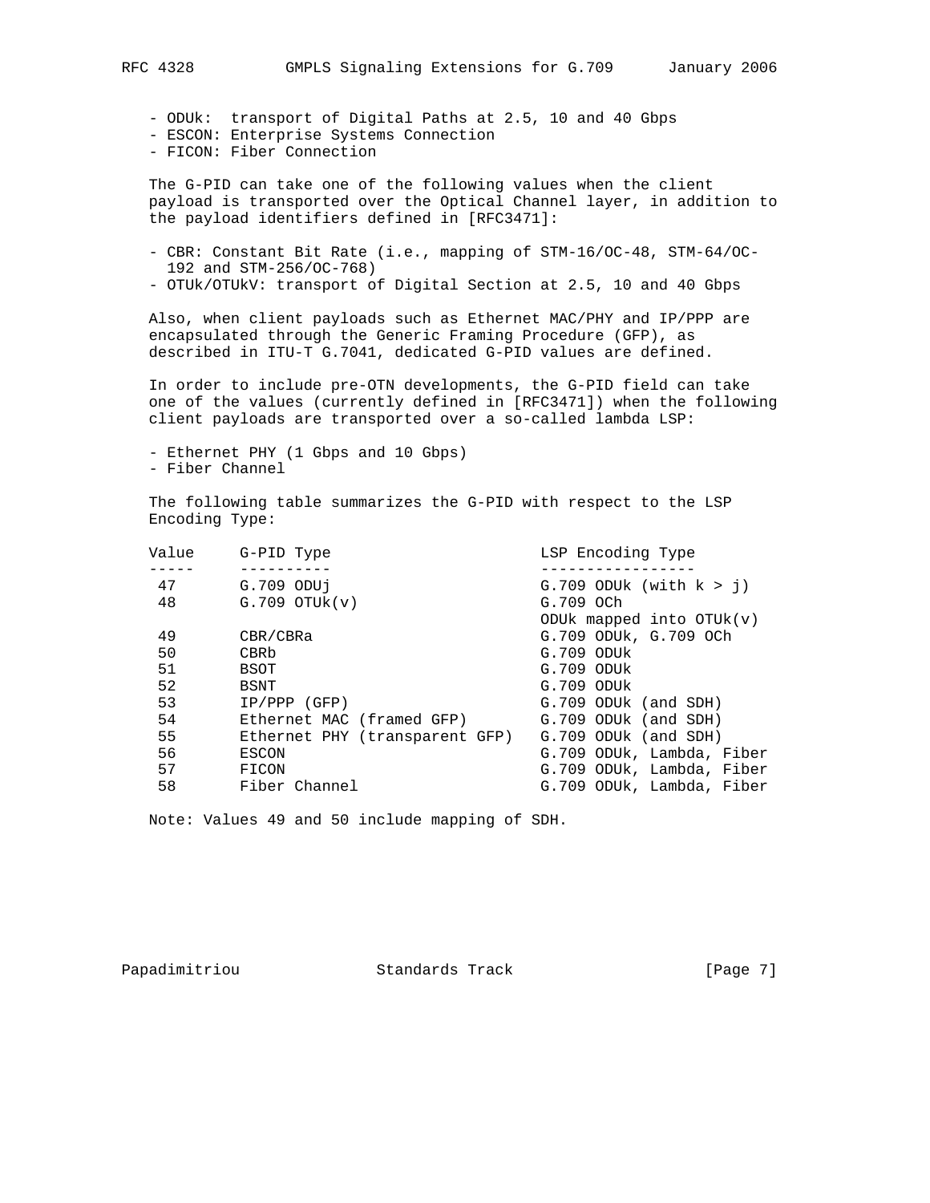- ODUk: transport of Digital Paths at 2.5, 10 and 40 Gbps
- ESCON: Enterprise Systems Connection
- FICON: Fiber Connection

The G-PID can take one of the following values when the client payload is transported over the Optical Channel layer, in addition to the payload identifiers defined in [RFC3471]:

- CBR: Constant Bit Rate (i.e., mapping of STM-16/OC-48, STM-64/OC-192 and STM-256/OC-768)
- OTUk/OTUkV: transport of Digital Section at 2.5, 10 and 40 Gbps

Also, when client payloads such as Ethernet MAC/PHY and IP/PPP are encapsulated through the Generic Framing Procedure (GFP), as described in ITU-T G.7041, dedicated G-PID values are defined.

In order to include pre-OTN developments, the G-PID field can take one of the values (currently defined in [RFC3471]) when the following client payloads are transported over a so-called lambda LSP:

- Ethernet PHY (1 Gbps and 10 Gbps)
- Fiber Channel

The following table summarizes the G-PID with respect to the LSP Encoding Type:

| Value | G-PID Type | LSP Encoding Type |
|---|---|---|
| 47 | G.709 ODUj | G.709 ODUk (with k > j) |
| 48 | G.709 OTUk(v) | G.709 OCh<br>ODUk mapped into OTUk(v) |
| 49 | CBR/CBRa | G.709 ODUk, G.709 OCh |
| 50 | CBRb | G.709 ODUk |
| 51 | BSOT | G.709 ODUk |
| 52 | BSNT | G.709 ODUk |
| 53 | IP/PPP (GFP) | G.709 ODUk (and SDH) |
| 54 | Ethernet MAC (framed GFP) | G.709 ODUk (and SDH) |
| 55 | Ethernet PHY (transparent GFP) | G.709 ODUk (and SDH) |
| 56 | ESCON | G.709 ODUk, Lambda, Fiber |
| 57 | FICON | G.709 ODUk, Lambda, Fiber |
| 58 | Fiber Channel | G.709 ODUk, Lambda, Fiber |

Note: Values 49 and 50 include mapping of SDH.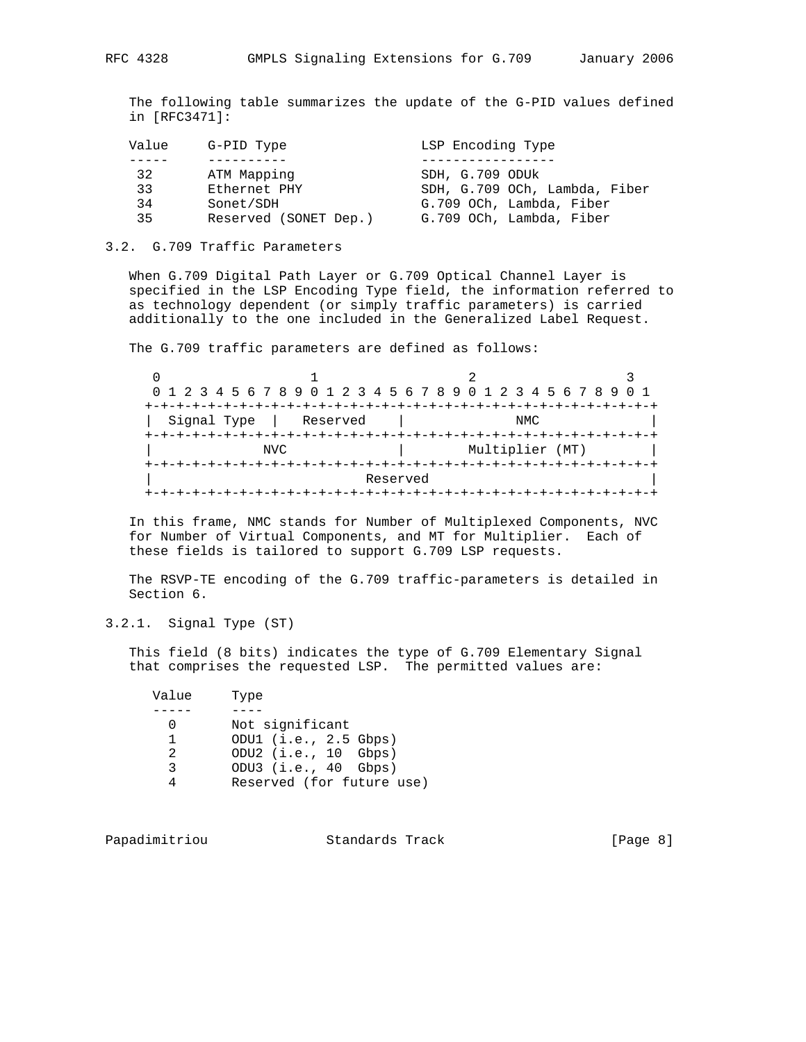The following table summarizes the update of the G-PID values defined in [RFC3471]:

| Value | G-PID Type | LSP Encoding Type |
| --- | --- | --- |
| 32 | ATM Mapping | SDH, G.709 ODUk |
| 33 | Ethernet PHY | SDH, G.709 OCh, Lambda, Fiber |
| 34 | Sonet/SDH | G.709 OCh, Lambda, Fiber |
| 35 | Reserved (SONET Dep.) | G.709 OCh, Lambda, Fiber |

### 3.2. G.709 Traffic Parameters

When G.709 Digital Path Layer or G.709 Optical Channel Layer is specified in the LSP Encoding Type field, the information referred to as technology dependent (or simply traffic parameters) is carried additionally to the one included in the Generalized Label Request.

The G.709 traffic parameters are defined as follows:

```
 0                   1                   2                   3
 0 1 2 3 4 5 6 7 8 9 0 1 2 3 4 5 6 7 8 9 0 1 2 3 4 5 6 7 8 9 0 1
+-+-+-+-+-+-+-+-+-+-+-+-+-+-+-+-+-+-+-+-+-+-+-+-+-+-+-+-+-+-+-+-+
|  Signal Type  |   Reserved    |              NMC              |
+-+-+-+-+-+-+-+-+-+-+-+-+-+-+-+-+-+-+-+-+-+-+-+-+-+-+-+-+-+-+-+-+
|              NVC              |        Multiplier (MT)        |
+-+-+-+-+-+-+-+-+-+-+-+-+-+-+-+-+-+-+-+-+-+-+-+-+-+-+-+-+-+-+-+-+
|                            Reserved                           |
+-+-+-+-+-+-+-+-+-+-+-+-+-+-+-+-+-+-+-+-+-+-+-+-+-+-+-+-+-+-+-+-+
```

In this frame, NMC stands for Number of Multiplexed Components, NVC for Number of Virtual Components, and MT for Multiplier. Each of these fields is tailored to support G.709 LSP requests.

The RSVP-TE encoding of the G.709 traffic-parameters is detailed in Section 6.

#### 3.2.1. Signal Type (ST)

This field (8 bits) indicates the type of G.709 Elementary Signal that comprises the requested LSP. The permitted values are:

| Value | Type |
| --- | --- |
| 0 | Not significant |
| 1 | ODU1 (i.e., 2.5 Gbps) |
| 2 | ODU2 (i.e., 10 Gbps) |
| 3 | ODU3 (i.e., 40 Gbps) |
| 4 | Reserved (for future use) |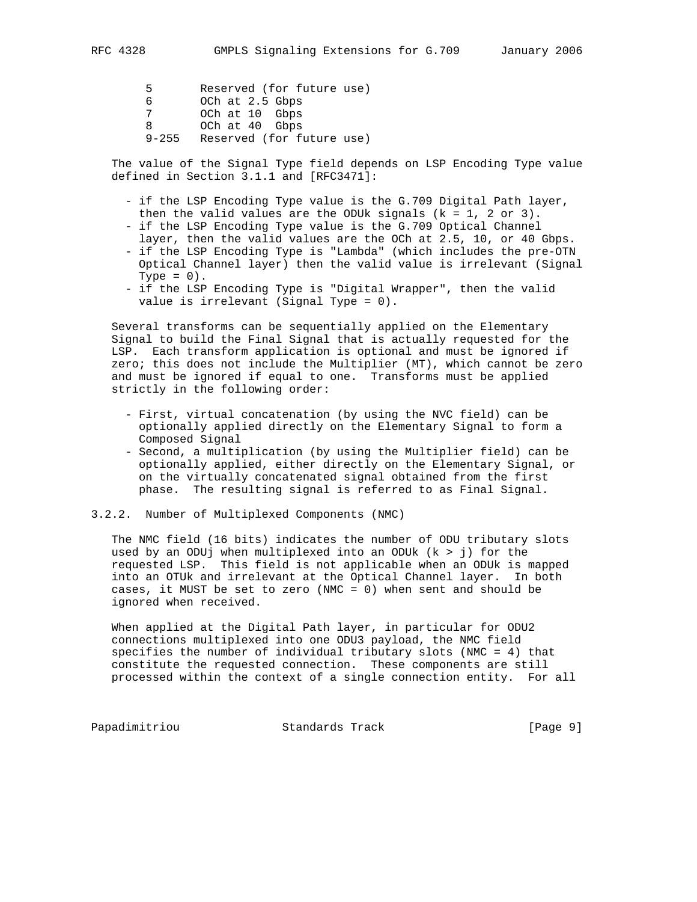| Value | Type |
|---|---|
| 5 | Reserved (for future use) |
| 6 | OCh at 2.5 Gbps |
| 7 | OCh at 10 Gbps |
| 8 | OCh at 40 Gbps |
| 9-255 | Reserved (for future use) |

The value of the Signal Type field depends on LSP Encoding Type value defined in Section 3.1.1 and [RFC3471]:

- if the LSP Encoding Type value is the G.709 Digital Path layer, then the valid values are the ODUk signals (k = 1, 2 or 3).
- if the LSP Encoding Type value is the G.709 Optical Channel layer, then the valid values are the OCh at 2.5, 10, or 40 Gbps.
- if the LSP Encoding Type is "Lambda" (which includes the pre-OTN Optical Channel layer) then the valid value is irrelevant (Signal Type = 0).
- if the LSP Encoding Type is "Digital Wrapper", then the valid value is irrelevant (Signal Type = 0).

Several transforms can be sequentially applied on the Elementary Signal to build the Final Signal that is actually requested for the LSP. Each transform application is optional and must be ignored if zero; this does not include the Multiplier (MT), which cannot be zero and must be ignored if equal to one. Transforms must be applied strictly in the following order:

- First, virtual concatenation (by using the NVC field) can be optionally applied directly on the Elementary Signal to form a Composed Signal
- Second, a multiplication (by using the Multiplier field) can be optionally applied, either directly on the Elementary Signal, or on the virtually concatenated signal obtained from the first phase. The resulting signal is referred to as Final Signal.

### 3.2.2. Number of Multiplexed Components (NMC)

The NMC field (16 bits) indicates the number of ODU tributary slots used by an ODUj when multiplexed into an ODUk (k > j) for the requested LSP. This field is not applicable when an ODUk is mapped into an OTUk and irrelevant at the Optical Channel layer. In both cases, it MUST be set to zero (NMC = 0) when sent and should be ignored when received.

When applied at the Digital Path layer, in particular for ODU2 connections multiplexed into one ODU3 payload, the NMC field specifies the number of individual tributary slots (NMC = 4) that constitute the requested connection. These components are still processed within the context of a single connection entity. For all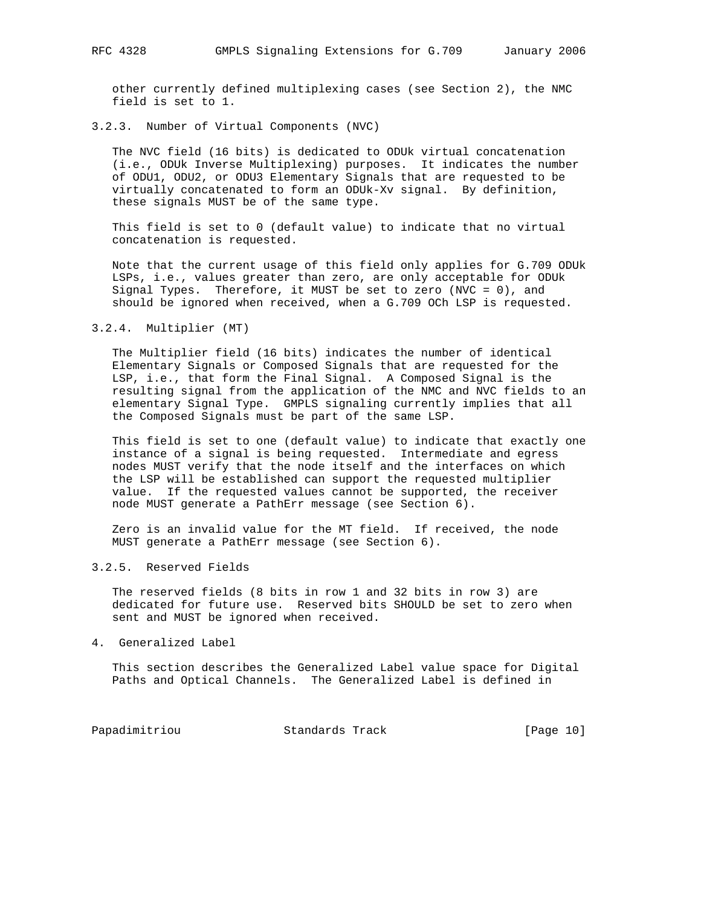other currently defined multiplexing cases (see Section 2), the NMC field is set to 1.

#### 3.2.3. Number of Virtual Components (NVC)

The NVC field (16 bits) is dedicated to ODUk virtual concatenation (i.e., ODUk Inverse Multiplexing) purposes. It indicates the number of ODU1, ODU2, or ODU3 Elementary Signals that are requested to be virtually concatenated to form an ODUk-Xv signal. By definition, these signals MUST be of the same type.

This field is set to 0 (default value) to indicate that no virtual concatenation is requested.

Note that the current usage of this field only applies for G.709 ODUk LSPs, i.e., values greater than zero, are only acceptable for ODUk Signal Types. Therefore, it MUST be set to zero (NVC = 0), and should be ignored when received, when a G.709 OCh LSP is requested.

#### 3.2.4. Multiplier (MT)

The Multiplier field (16 bits) indicates the number of identical Elementary Signals or Composed Signals that are requested for the LSP, i.e., that form the Final Signal. A Composed Signal is the resulting signal from the application of the NMC and NVC fields to an elementary Signal Type. GMPLS signaling currently implies that all the Composed Signals must be part of the same LSP.

This field is set to one (default value) to indicate that exactly one instance of a signal is being requested. Intermediate and egress nodes MUST verify that the node itself and the interfaces on which the LSP will be established can support the requested multiplier value. If the requested values cannot be supported, the receiver node MUST generate a PathErr message (see Section 6).

Zero is an invalid value for the MT field. If received, the node MUST generate a PathErr message (see Section 6).

#### 3.2.5. Reserved Fields

The reserved fields (8 bits in row 1 and 32 bits in row 3) are dedicated for future use. Reserved bits SHOULD be set to zero when sent and MUST be ignored when received.

## 4. Generalized Label

This section describes the Generalized Label value space for Digital Paths and Optical Channels. The Generalized Label is defined in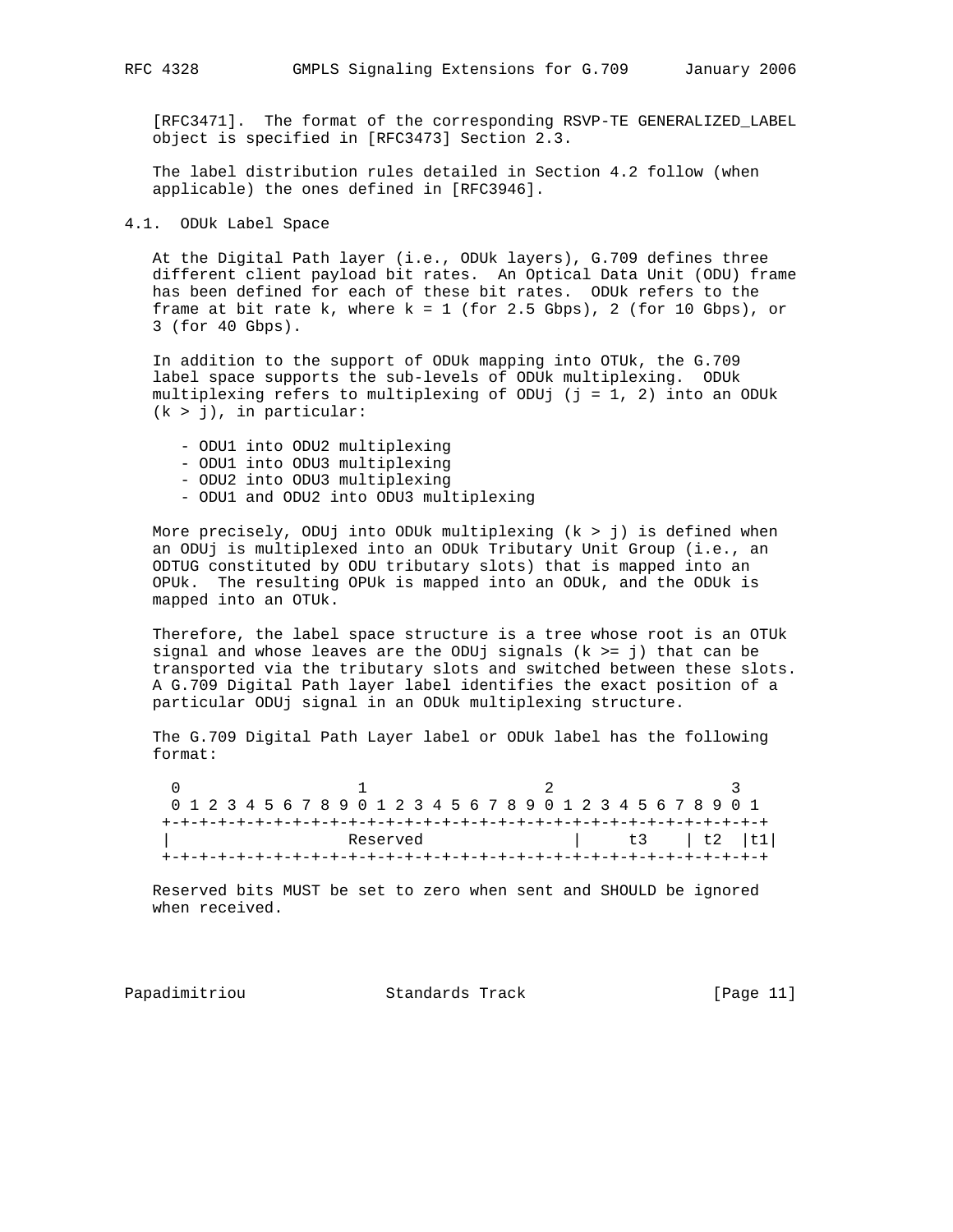[RFC3471]. The format of the corresponding RSVP-TE GENERALIZED_LABEL object is specified in [RFC3473] Section 2.3.

The label distribution rules detailed in Section 4.2 follow (when applicable) the ones defined in [RFC3946].

### 4.1. ODUk Label Space

At the Digital Path layer (i.e., ODUk layers), G.709 defines three different client payload bit rates. An Optical Data Unit (ODU) frame has been defined for each of these bit rates. ODUk refers to the frame at bit rate k, where k = 1 (for 2.5 Gbps), 2 (for 10 Gbps), or 3 (for 40 Gbps).

In addition to the support of ODUk mapping into OTUk, the G.709 label space supports the sub-levels of ODUk multiplexing. ODUk multiplexing refers to multiplexing of ODUj (j = 1, 2) into an ODUk (k > j), in particular:

- ODU1 into ODU2 multiplexing
- ODU1 into ODU3 multiplexing
- ODU2 into ODU3 multiplexing
- ODU1 and ODU2 into ODU3 multiplexing

More precisely, ODUj into ODUk multiplexing (k > j) is defined when an ODUj is multiplexed into an ODUk Tributary Unit Group (i.e., an ODTUG constituted by ODU tributary slots) that is mapped into an OPUk. The resulting OPUk is mapped into an ODUk, and the ODUk is mapped into an OTUk.

Therefore, the label space structure is a tree whose root is an OTUk signal and whose leaves are the ODUj signals (k >= j) that can be transported via the tributary slots and switched between these slots. A G.709 Digital Path layer label identifies the exact position of a particular ODUj signal in an ODUk multiplexing structure.

The G.709 Digital Path Layer label or ODUk label has the following format:

```
 0                   1                   2                   3
 0 1 2 3 4 5 6 7 8 9 0 1 2 3 4 5 6 7 8 9 0 1 2 3 4 5 6 7 8 9 0 1
+-+-+-+-+-+-+-+-+-+-+-+-+-+-+-+-+-+-+-+-+-+-+-+-+-+-+-+-+-+-+-+-+
|                   Reserved                |     t3    | t2  |t1|
+-+-+-+-+-+-+-+-+-+-+-+-+-+-+-+-+-+-+-+-+-+-+-+-+-+-+-+-+-+-+-+-+
```

Reserved bits MUST be set to zero when sent and SHOULD be ignored when received.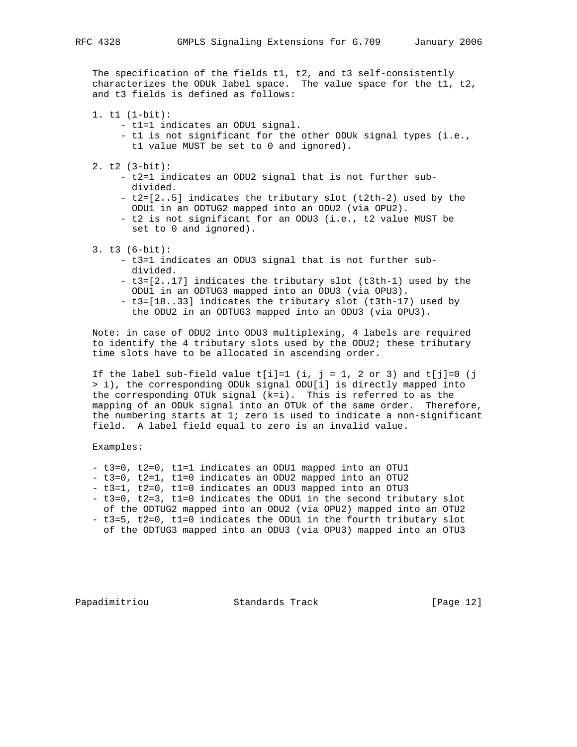The specification of the fields t1, t2, and t3 self-consistently characterizes the ODUk label space. The value space for the t1, t2, and t3 fields is defined as follows:

1. t1 (1-bit):
   - t1=1 indicates an ODU1 signal.
   - t1 is not significant for the other ODUk signal types (i.e., t1 value MUST be set to 0 and ignored).

2. t2 (3-bit):
   - t2=1 indicates an ODU2 signal that is not further sub-divided.
   - t2=[2..5] indicates the tributary slot (t2th-2) used by the ODU1 in an ODTUG2 mapped into an ODU2 (via OPU2).
   - t2 is not significant for an ODU3 (i.e., t2 value MUST be set to 0 and ignored).

3. t3 (6-bit):
   - t3=1 indicates an ODU3 signal that is not further sub-divided.
   - t3=[2..17] indicates the tributary slot (t3th-1) used by the ODU1 in an ODTUG3 mapped into an ODU3 (via OPU3).
   - t3=[18..33] indicates the tributary slot (t3th-17) used by the ODU2 in an ODTUG3 mapped into an ODU3 (via OPU3).

Note: in case of ODU2 into ODU3 multiplexing, 4 labels are required to identify the 4 tributary slots used by the ODU2; these tributary time slots have to be allocated in ascending order.

If the label sub-field value t[i]=1 (i, j = 1, 2 or 3) and t[j]=0 (j > i), the corresponding ODUk signal ODU[i] is directly mapped into the corresponding OTUk signal (k=i). This is referred to as the mapping of an ODUk signal into an OTUk of the same order. Therefore, the numbering starts at 1; zero is used to indicate a non-significant field. A label field equal to zero is an invalid value.

Examples:

- t3=0, t2=0, t1=1 indicates an ODU1 mapped into an OTU1
- t3=0, t2=1, t1=0 indicates an ODU2 mapped into an OTU2
- t3=1, t2=0, t1=0 indicates an ODU3 mapped into an OTU3
- t3=0, t2=3, t1=0 indicates the ODU1 in the second tributary slot of the ODTUG2 mapped into an ODU2 (via OPU2) mapped into an OTU2
- t3=5, t2=0, t1=0 indicates the ODU1 in the fourth tributary slot of the ODTUG3 mapped into an ODU3 (via OPU3) mapped into an OTU3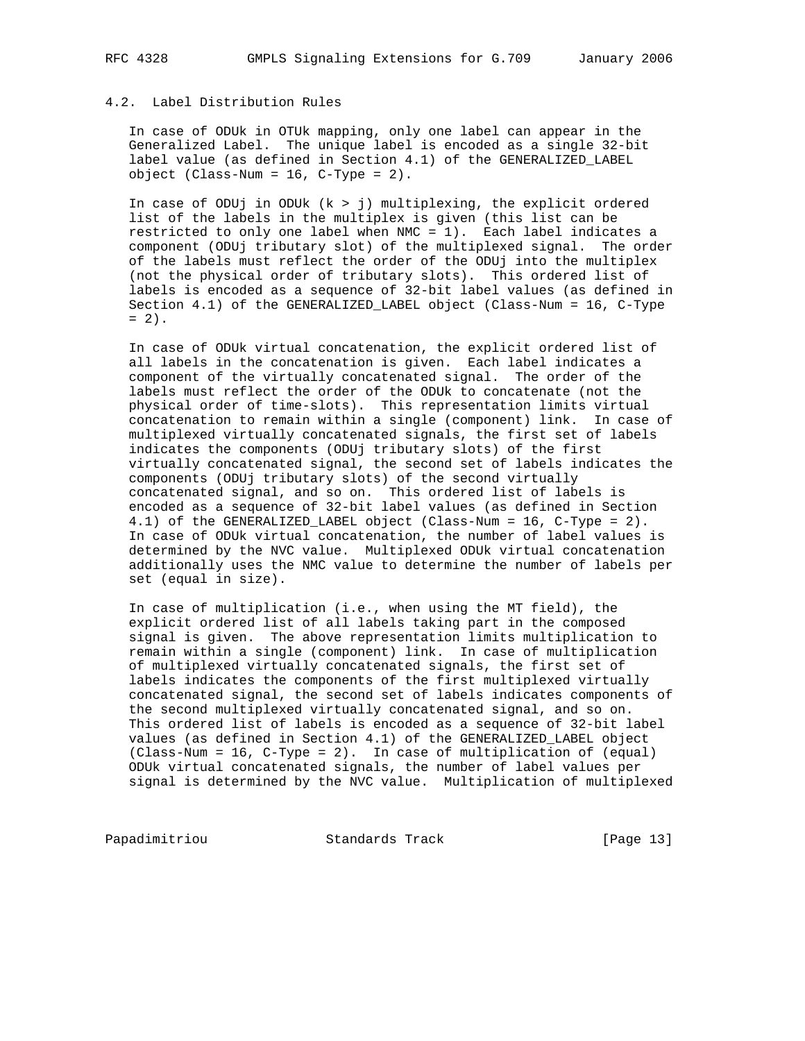## 4.2. Label Distribution Rules

In case of ODUk in OTUk mapping, only one label can appear in the Generalized Label. The unique label is encoded as a single 32-bit label value (as defined in Section 4.1) of the GENERALIZED_LABEL object (Class-Num = 16, C-Type = 2).

In case of ODUj in ODUk (k > j) multiplexing, the explicit ordered list of the labels in the multiplex is given (this list can be restricted to only one label when NMC = 1). Each label indicates a component (ODUj tributary slot) of the multiplexed signal. The order of the labels must reflect the order of the ODUj into the multiplex (not the physical order of tributary slots). This ordered list of labels is encoded as a sequence of 32-bit label values (as defined in Section 4.1) of the GENERALIZED_LABEL object (Class-Num = 16, C-Type = 2).

In case of ODUk virtual concatenation, the explicit ordered list of all labels in the concatenation is given. Each label indicates a component of the virtually concatenated signal. The order of the labels must reflect the order of the ODUk to concatenate (not the physical order of time-slots). This representation limits virtual concatenation to remain within a single (component) link. In case of multiplexed virtually concatenated signals, the first set of labels indicates the components (ODUj tributary slots) of the first virtually concatenated signal, the second set of labels indicates the components (ODUj tributary slots) of the second virtually concatenated signal, and so on. This ordered list of labels is encoded as a sequence of 32-bit label values (as defined in Section 4.1) of the GENERALIZED_LABEL object (Class-Num = 16, C-Type = 2). In case of ODUk virtual concatenation, the number of label values is determined by the NVC value. Multiplexed ODUk virtual concatenation additionally uses the NMC value to determine the number of labels per set (equal in size).

In case of multiplication (i.e., when using the MT field), the explicit ordered list of all labels taking part in the composed signal is given. The above representation limits multiplication to remain within a single (component) link. In case of multiplication of multiplexed virtually concatenated signals, the first set of labels indicates the components of the first multiplexed virtually concatenated signal, the second set of labels indicates components of the second multiplexed virtually concatenated signal, and so on. This ordered list of labels is encoded as a sequence of 32-bit label values (as defined in Section 4.1) of the GENERALIZED_LABEL object (Class-Num = 16, C-Type = 2). In case of multiplication of (equal) ODUk virtual concatenated signals, the number of label values per signal is determined by the NVC value. Multiplication of multiplexed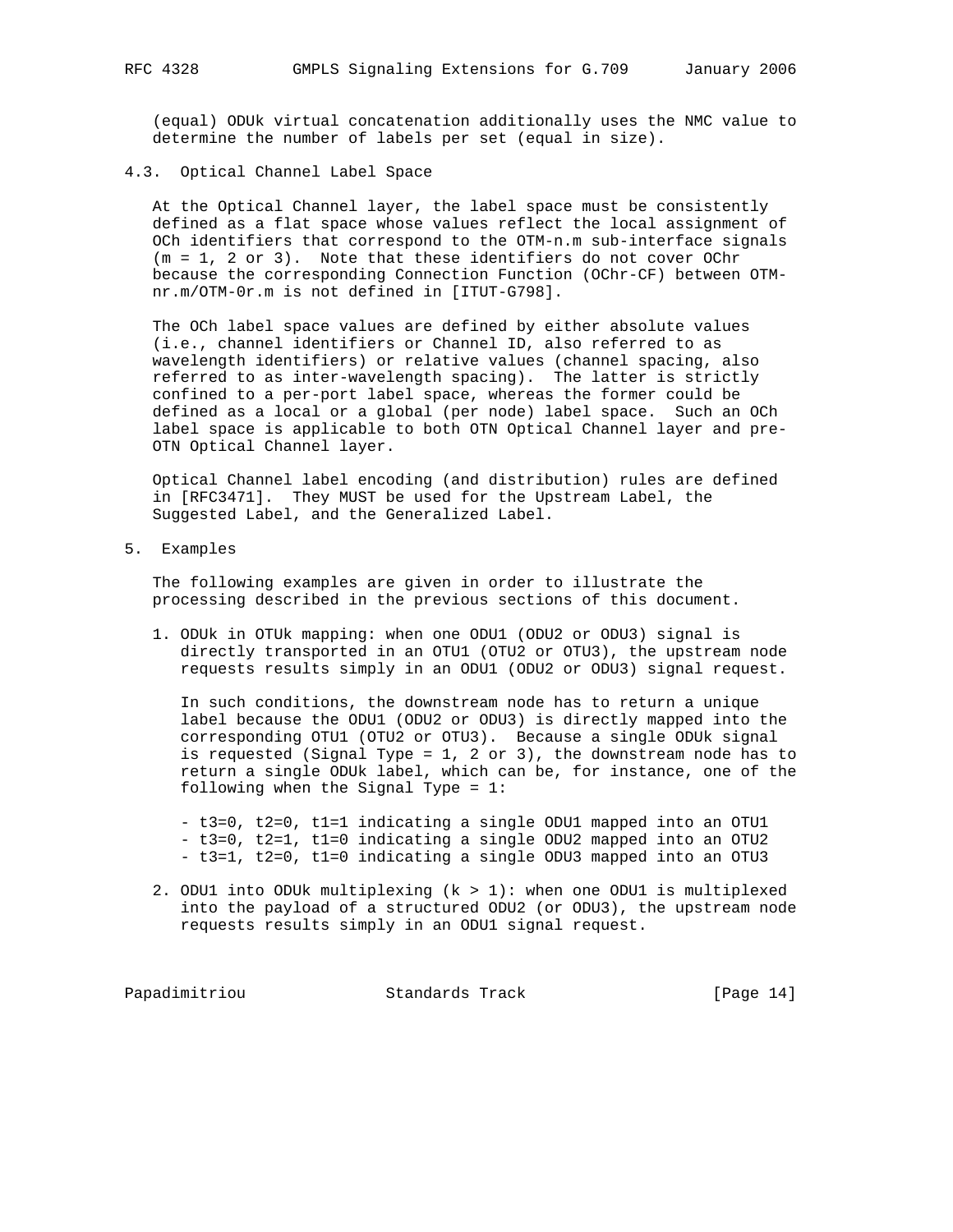(equal) ODUk virtual concatenation additionally uses the NMC value to determine the number of labels per set (equal in size).

### 4.3. Optical Channel Label Space

At the Optical Channel layer, the label space must be consistently defined as a flat space whose values reflect the local assignment of OCh identifiers that correspond to the OTM-n.m sub-interface signals (m = 1, 2 or 3). Note that these identifiers do not cover OChr because the corresponding Connection Function (OChr-CF) between OTM-nr.m/OTM-0r.m is not defined in [ITUT-G798].

The OCh label space values are defined by either absolute values (i.e., channel identifiers or Channel ID, also referred to as wavelength identifiers) or relative values (channel spacing, also referred to as inter-wavelength spacing). The latter is strictly confined to a per-port label space, whereas the former could be defined as a local or a global (per node) label space. Such an OCh label space is applicable to both OTN Optical Channel layer and pre-OTN Optical Channel layer.

Optical Channel label encoding (and distribution) rules are defined in [RFC3471]. They MUST be used for the Upstream Label, the Suggested Label, and the Generalized Label.

## 5. Examples

The following examples are given in order to illustrate the processing described in the previous sections of this document.

1. ODUk in OTUk mapping: when one ODU1 (ODU2 or ODU3) signal is directly transported in an OTU1 (OTU2 or OTU3), the upstream node requests results simply in an ODU1 (ODU2 or ODU3) signal request.

   In such conditions, the downstream node has to return a unique label because the ODU1 (ODU2 or ODU3) is directly mapped into the corresponding OTU1 (OTU2 or OTU3). Because a single ODUk signal is requested (Signal Type = 1, 2 or 3), the downstream node has to return a single ODUk label, which can be, for instance, one of the following when the Signal Type = 1:

   - t3=0, t2=0, t1=1 indicating a single ODU1 mapped into an OTU1
   - t3=0, t2=1, t1=0 indicating a single ODU2 mapped into an OTU2
   - t3=1, t2=0, t1=0 indicating a single ODU3 mapped into an OTU3

2. ODU1 into ODUk multiplexing (k > 1): when one ODU1 is multiplexed into the payload of a structured ODU2 (or ODU3), the upstream node requests results simply in an ODU1 signal request.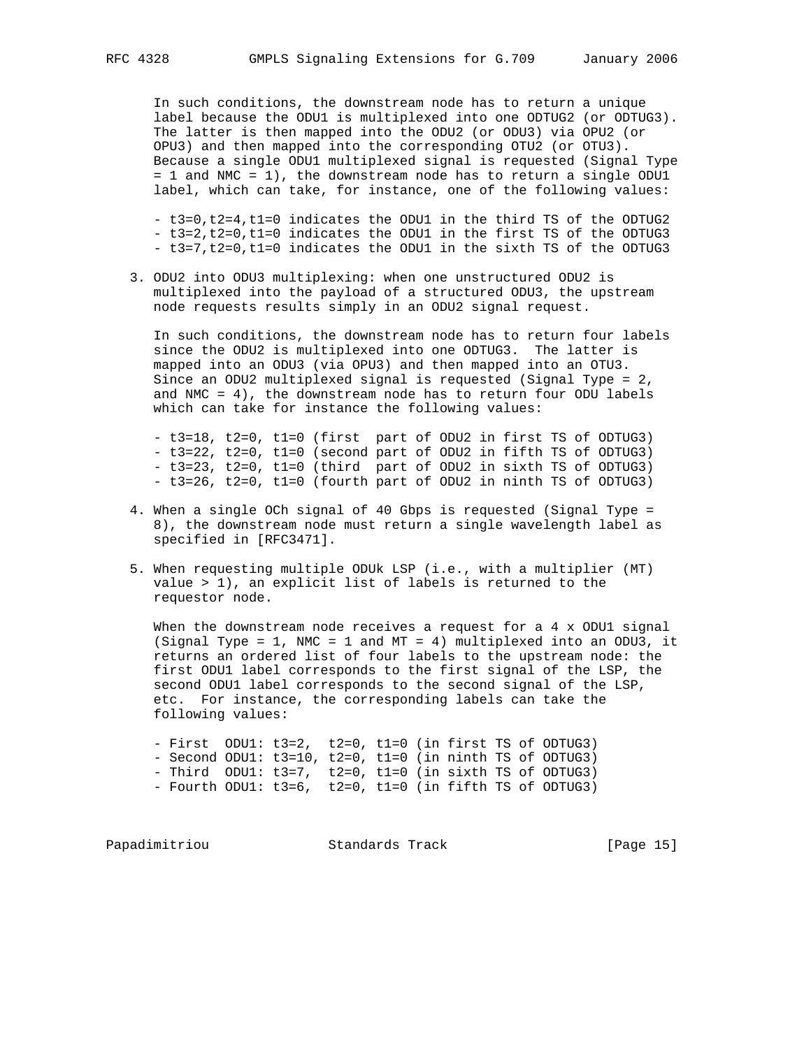In such conditions, the downstream node has to return a unique label because the ODU1 is multiplexed into one ODTUG2 (or ODTUG3). The latter is then mapped into the ODU2 (or ODU3) via OPU2 (or OPU3) and then mapped into the corresponding OTU2 (or OTU3). Because a single ODU1 multiplexed signal is requested (Signal Type = 1 and NMC = 1), the downstream node has to return a single ODU1 label, which can take, for instance, one of the following values:

- t3=0,t2=4,t1=0 indicates the ODU1 in the third TS of the ODTUG2
- t3=2,t2=0,t1=0 indicates the ODU1 in the first TS of the ODTUG3
- t3=7,t2=0,t1=0 indicates the ODU1 in the sixth TS of the ODTUG3

3. ODU2 into ODU3 multiplexing: when one unstructured ODU2 is multiplexed into the payload of a structured ODU3, the upstream node requests results simply in an ODU2 signal request.

   In such conditions, the downstream node has to return four labels since the ODU2 is multiplexed into one ODTUG3. The latter is mapped into an ODU3 (via OPU3) and then mapped into an OTU3. Since an ODU2 multiplexed signal is requested (Signal Type = 2, and NMC = 4), the downstream node has to return four ODU labels which can take for instance the following values:

   - t3=18, t2=0, t1=0 (first part of ODU2 in first TS of ODTUG3)
   - t3=22, t2=0, t1=0 (second part of ODU2 in fifth TS of ODTUG3)
   - t3=23, t2=0, t1=0 (third part of ODU2 in sixth TS of ODTUG3)
   - t3=26, t2=0, t1=0 (fourth part of ODU2 in ninth TS of ODTUG3)

4. When a single OCh signal of 40 Gbps is requested (Signal Type = 8), the downstream node must return a single wavelength label as specified in [RFC3471].

5. When requesting multiple ODUk LSP (i.e., with a multiplier (MT) value > 1), an explicit list of labels is returned to the requestor node.

   When the downstream node receives a request for a 4 x ODU1 signal (Signal Type = 1, NMC = 1 and MT = 4) multiplexed into an ODU3, it returns an ordered list of four labels to the upstream node: the first ODU1 label corresponds to the first signal of the LSP, the second ODU1 label corresponds to the second signal of the LSP, etc. For instance, the corresponding labels can take the following values:

   - First ODU1: t3=2, t2=0, t1=0 (in first TS of ODTUG3)
   - Second ODU1: t3=10, t2=0, t1=0 (in ninth TS of ODTUG3)
   - Third ODU1: t3=7, t2=0, t1=0 (in sixth TS of ODTUG3)
   - Fourth ODU1: t3=6, t2=0, t1=0 (in fifth TS of ODTUG3)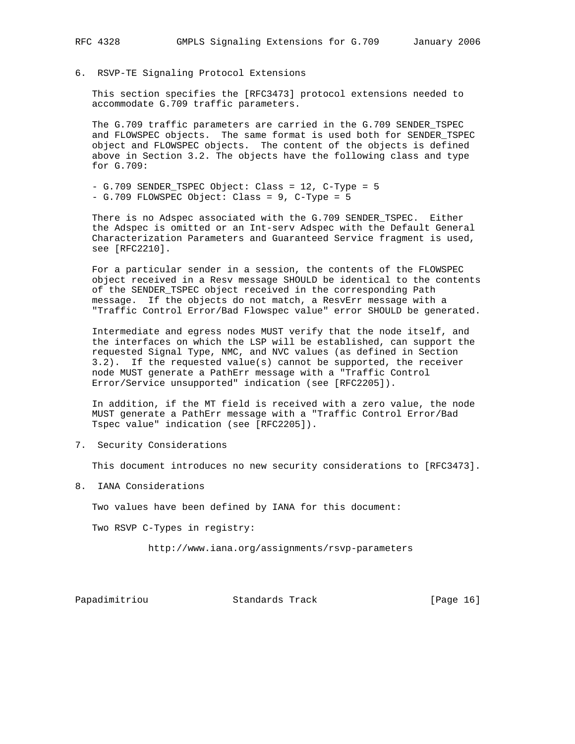## 6. RSVP-TE Signaling Protocol Extensions

This section specifies the [RFC3473] protocol extensions needed to accommodate G.709 traffic parameters.

The G.709 traffic parameters are carried in the G.709 SENDER_TSPEC and FLOWSPEC objects. The same format is used both for SENDER_TSPEC object and FLOWSPEC objects. The content of the objects is defined above in Section 3.2. The objects have the following class and type for G.709:

- G.709 SENDER_TSPEC Object: Class = 12, C-Type = 5
- G.709 FLOWSPEC Object: Class = 9, C-Type = 5

There is no Adspec associated with the G.709 SENDER_TSPEC. Either the Adspec is omitted or an Int-serv Adspec with the Default General Characterization Parameters and Guaranteed Service fragment is used, see [RFC2210].

For a particular sender in a session, the contents of the FLOWSPEC object received in a Resv message SHOULD be identical to the contents of the SENDER_TSPEC object received in the corresponding Path message. If the objects do not match, a ResvErr message with a "Traffic Control Error/Bad Flowspec value" error SHOULD be generated.

Intermediate and egress nodes MUST verify that the node itself, and the interfaces on which the LSP will be established, can support the requested Signal Type, NMC, and NVC values (as defined in Section 3.2). If the requested value(s) cannot be supported, the receiver node MUST generate a PathErr message with a "Traffic Control Error/Service unsupported" indication (see [RFC2205]).

In addition, if the MT field is received with a zero value, the node MUST generate a PathErr message with a "Traffic Control Error/Bad Tspec value" indication (see [RFC2205]).

## 7. Security Considerations

This document introduces no new security considerations to [RFC3473].

## 8. IANA Considerations

Two values have been defined by IANA for this document:

Two RSVP C-Types in registry:

http://www.iana.org/assignments/rsvp-parameters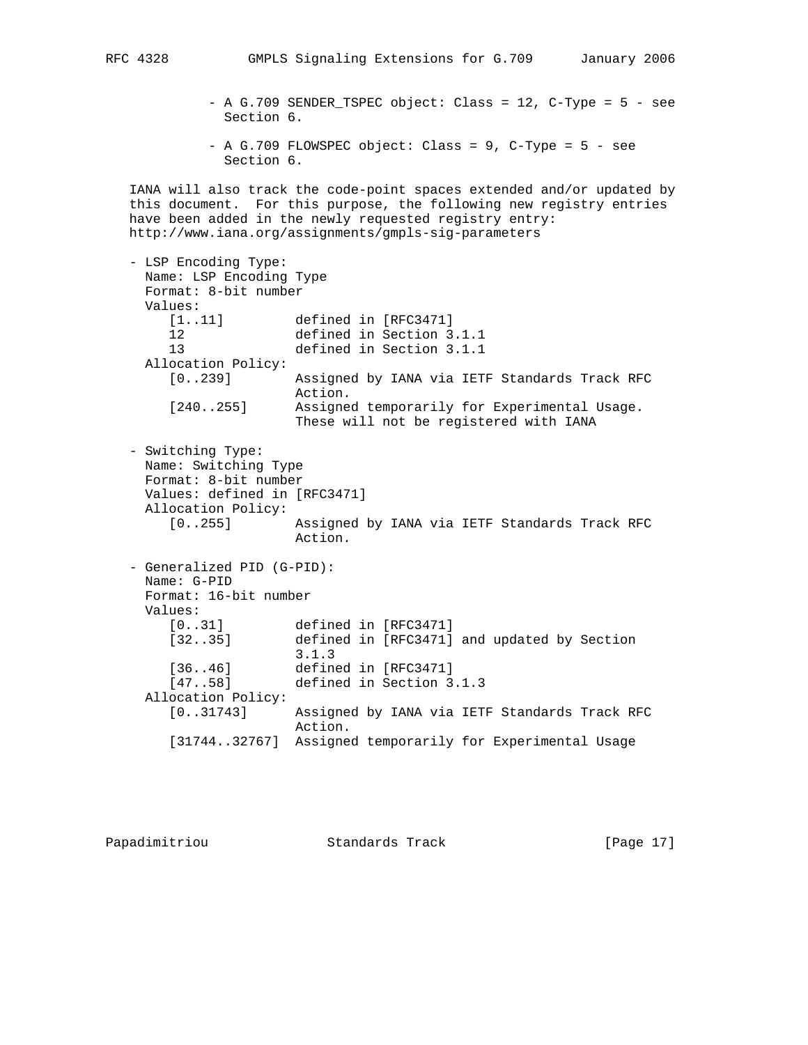- A G.709 SENDER_TSPEC object: Class = 12, C-Type = 5 - see Section 6.

- A G.709 FLOWSPEC object: Class = 9, C-Type = 5 - see Section 6.

IANA will also track the code-point spaces extended and/or updated by this document. For this purpose, the following new registry entries have been added in the newly requested registry entry: http://www.iana.org/assignments/gmpls-sig-parameters

```
- LSP Encoding Type:
  Name: LSP Encoding Type
  Format: 8-bit number
  Values:
     [1..11]         defined in [RFC3471]
     12              defined in Section 3.1.1
     13              defined in Section 3.1.1
  Allocation Policy:
     [0..239]        Assigned by IANA via IETF Standards Track RFC
                     Action.
     [240..255]      Assigned temporarily for Experimental Usage.
                     These will not be registered with IANA

- Switching Type:
  Name: Switching Type
  Format: 8-bit number
  Values: defined in [RFC3471]
  Allocation Policy:
     [0..255]        Assigned by IANA via IETF Standards Track RFC
                     Action.

- Generalized PID (G-PID):
  Name: G-PID
  Format: 16-bit number
  Values:
     [0..31]         defined in [RFC3471]
     [32..35]        defined in [RFC3471] and updated by Section
                     3.1.3
     [36..46]        defined in [RFC3471]
     [47..58]        defined in Section 3.1.3
  Allocation Policy:
     [0..31743]      Assigned by IANA via IETF Standards Track RFC
                     Action.
     [31744..32767]  Assigned temporarily for Experimental Usage
```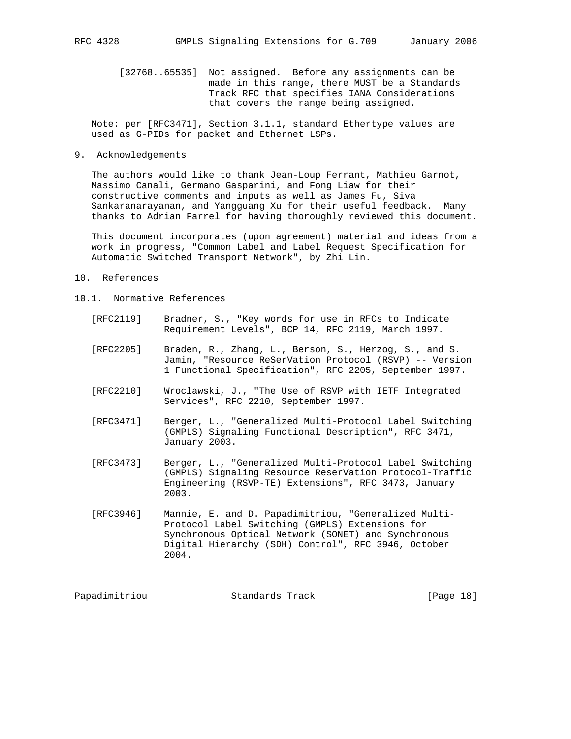[32768..65535] Not assigned. Before any assignments can be made in this range, there MUST be a Standards Track RFC that specifies IANA Considerations that covers the range being assigned.

Note: per [RFC3471], Section 3.1.1, standard Ethertype values are used as G-PIDs for packet and Ethernet LSPs.

## 9. Acknowledgements

The authors would like to thank Jean-Loup Ferrant, Mathieu Garnot, Massimo Canali, Germano Gasparini, and Fong Liaw for their constructive comments and inputs as well as James Fu, Siva Sankaranarayanan, and Yangguang Xu for their useful feedback. Many thanks to Adrian Farrel for having thoroughly reviewed this document.

This document incorporates (upon agreement) material and ideas from a work in progress, "Common Label and Label Request Specification for Automatic Switched Transport Network", by Zhi Lin.

## 10. References

### 10.1. Normative References

[RFC2119] Bradner, S., "Key words for use in RFCs to Indicate Requirement Levels", BCP 14, RFC 2119, March 1997.

[RFC2205] Braden, R., Zhang, L., Berson, S., Herzog, S., and S. Jamin, "Resource ReSerVation Protocol (RSVP) -- Version 1 Functional Specification", RFC 2205, September 1997.

[RFC2210] Wroclawski, J., "The Use of RSVP with IETF Integrated Services", RFC 2210, September 1997.

[RFC3471] Berger, L., "Generalized Multi-Protocol Label Switching (GMPLS) Signaling Functional Description", RFC 3471, January 2003.

[RFC3473] Berger, L., "Generalized Multi-Protocol Label Switching (GMPLS) Signaling Resource ReserVation Protocol-Traffic Engineering (RSVP-TE) Extensions", RFC 3473, January 2003.

[RFC3946] Mannie, E. and D. Papadimitriou, "Generalized Multi-Protocol Label Switching (GMPLS) Extensions for Synchronous Optical Network (SONET) and Synchronous Digital Hierarchy (SDH) Control", RFC 3946, October 2004.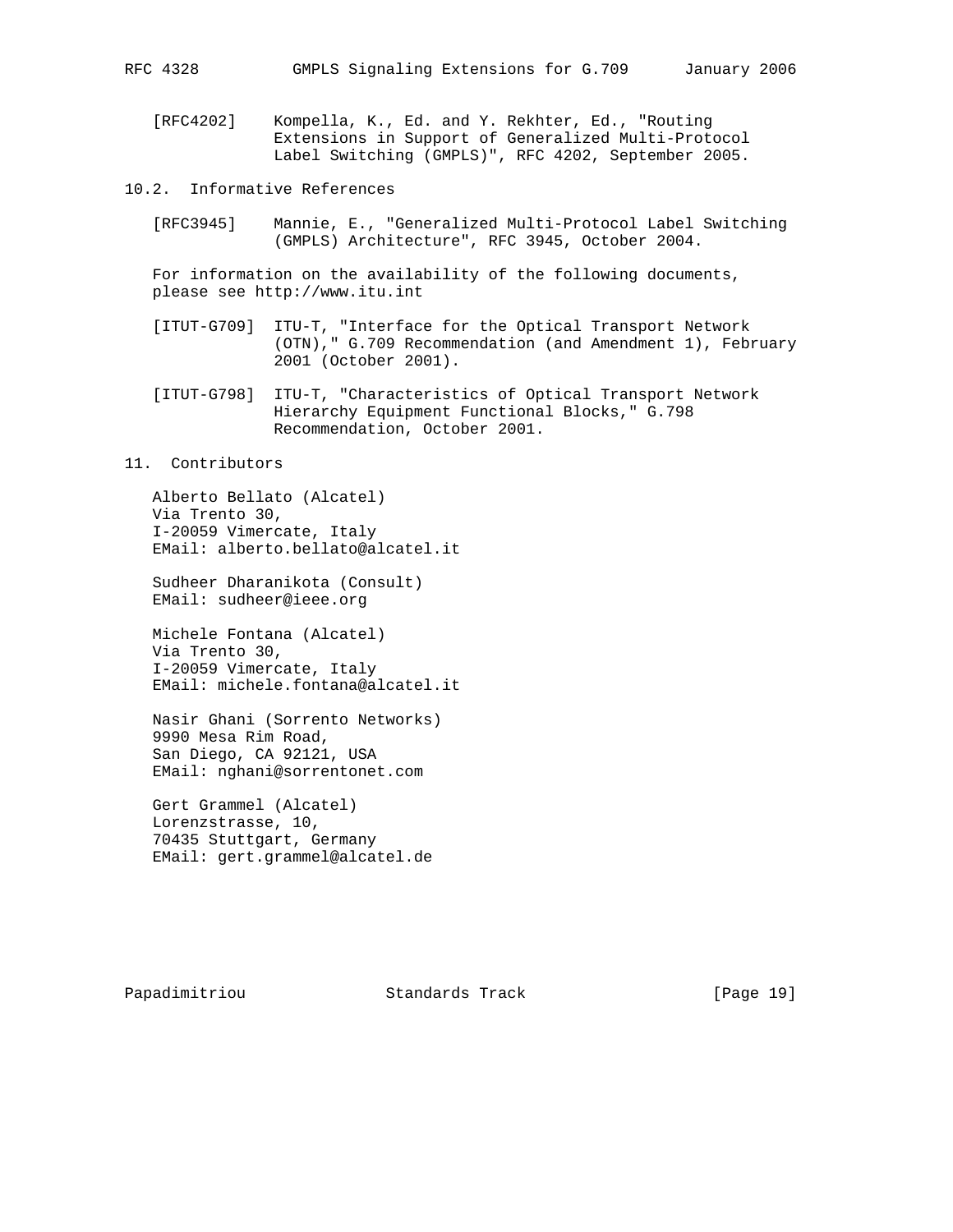[RFC4202] Kompella, K., Ed. and Y. Rekhter, Ed., "Routing Extensions in Support of Generalized Multi-Protocol Label Switching (GMPLS)", RFC 4202, September 2005.

## 10.2. Informative References

[RFC3945] Mannie, E., "Generalized Multi-Protocol Label Switching (GMPLS) Architecture", RFC 3945, October 2004.

For information on the availability of the following documents, please see http://www.itu.int

[ITUT-G709] ITU-T, "Interface for the Optical Transport Network (OTN)," G.709 Recommendation (and Amendment 1), February 2001 (October 2001).

[ITUT-G798] ITU-T, "Characteristics of Optical Transport Network Hierarchy Equipment Functional Blocks," G.798 Recommendation, October 2001.

# 11. Contributors

Alberto Bellato (Alcatel)
Via Trento 30,
I-20059 Vimercate, Italy
EMail: alberto.bellato@alcatel.it

Sudheer Dharanikota (Consult)
EMail: sudheer@ieee.org

Michele Fontana (Alcatel)
Via Trento 30,
I-20059 Vimercate, Italy
EMail: michele.fontana@alcatel.it

Nasir Ghani (Sorrento Networks)
9990 Mesa Rim Road,
San Diego, CA 92121, USA
EMail: nghani@sorrentonet.com

Gert Grammel (Alcatel)
Lorenzstrasse, 10,
70435 Stuttgart, Germany
EMail: gert.grammel@alcatel.de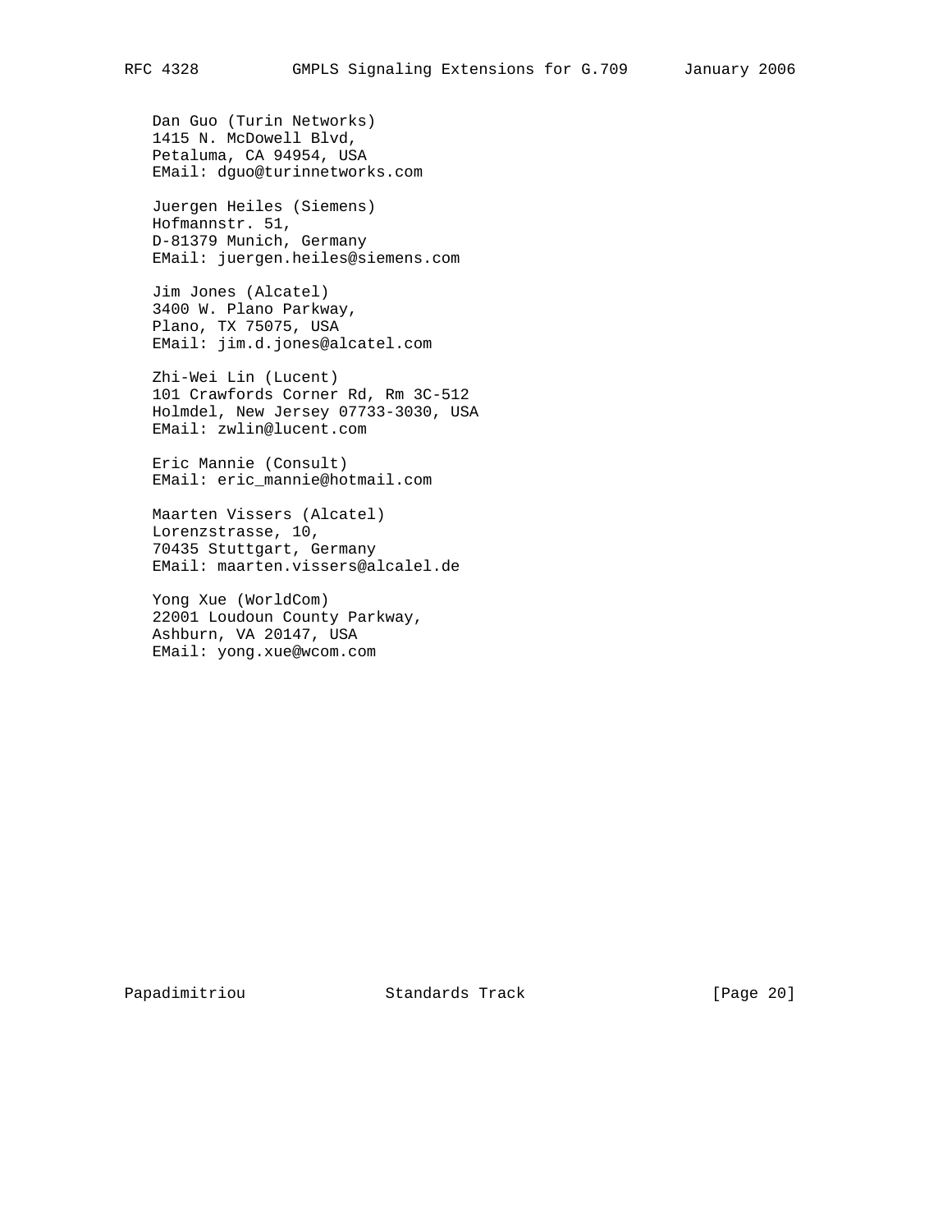Dan Guo (Turin Networks)
1415 N. McDowell Blvd,
Petaluma, CA 94954, USA
EMail: dguo@turinnetworks.com

Juergen Heiles (Siemens)
Hofmannstr. 51,
D-81379 Munich, Germany
EMail: juergen.heiles@siemens.com

Jim Jones (Alcatel)
3400 W. Plano Parkway,
Plano, TX 75075, USA
EMail: jim.d.jones@alcatel.com

Zhi-Wei Lin (Lucent)
101 Crawfords Corner Rd, Rm 3C-512
Holmdel, New Jersey 07733-3030, USA
EMail: zwlin@lucent.com

Eric Mannie (Consult)
EMail: eric_mannie@hotmail.com

Maarten Vissers (Alcatel)
Lorenzstrasse, 10,
70435 Stuttgart, Germany
EMail: maarten.vissers@alcalel.de

Yong Xue (WorldCom)
22001 Loudoun County Parkway,
Ashburn, VA 20147, USA
EMail: yong.xue@wcom.com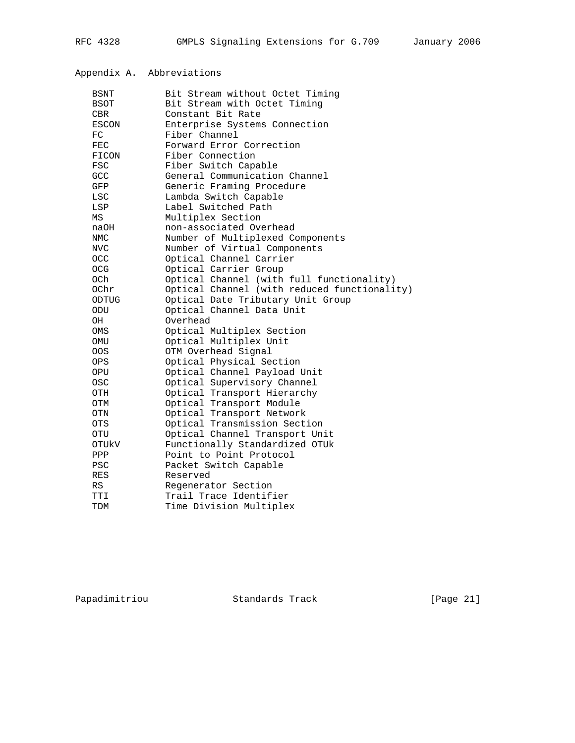## Appendix A. Abbreviations

| | |
|---|---|
| BSNT | Bit Stream without Octet Timing |
| BSOT | Bit Stream with Octet Timing |
| CBR | Constant Bit Rate |
| ESCON | Enterprise Systems Connection |
| FC | Fiber Channel |
| FEC | Forward Error Correction |
| FICON | Fiber Connection |
| FSC | Fiber Switch Capable |
| GCC | General Communication Channel |
| GFP | Generic Framing Procedure |
| LSC | Lambda Switch Capable |
| LSP | Label Switched Path |
| MS | Multiplex Section |
| naOH | non-associated Overhead |
| NMC | Number of Multiplexed Components |
| NVC | Number of Virtual Components |
| OCC | Optical Channel Carrier |
| OCG | Optical Carrier Group |
| OCh | Optical Channel (with full functionality) |
| OChr | Optical Channel (with reduced functionality) |
| ODTUG | Optical Date Tributary Unit Group |
| ODU | Optical Channel Data Unit |
| OH | Overhead |
| OMS | Optical Multiplex Section |
| OMU | Optical Multiplex Unit |
| OOS | OTM Overhead Signal |
| OPS | Optical Physical Section |
| OPU | Optical Channel Payload Unit |
| OSC | Optical Supervisory Channel |
| OTH | Optical Transport Hierarchy |
| OTM | Optical Transport Module |
| OTN | Optical Transport Network |
| OTS | Optical Transmission Section |
| OTU | Optical Channel Transport Unit |
| OTUkV | Functionally Standardized OTUk |
| PPP | Point to Point Protocol |
| PSC | Packet Switch Capable |
| RES | Reserved |
| RS | Regenerator Section |
| TTI | Trail Trace Identifier |
| TDM | Time Division Multiplex |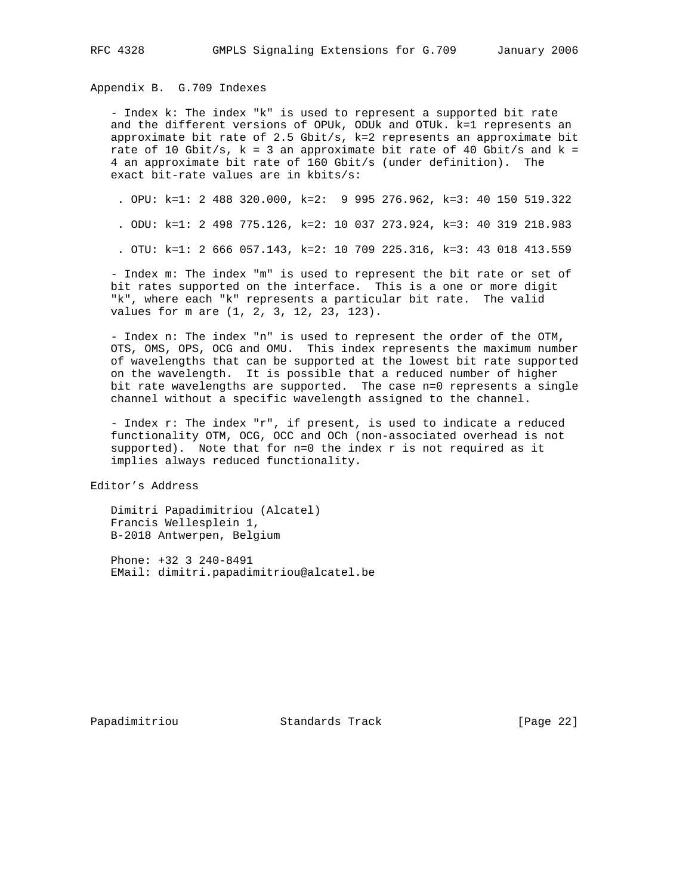## Appendix B. G.709 Indexes

- Index k: The index "k" is used to represent a supported bit rate and the different versions of OPUk, ODUk and OTUk. k=1 represents an approximate bit rate of 2.5 Gbit/s, k=2 represents an approximate bit rate of 10 Gbit/s, k = 3 an approximate bit rate of 40 Gbit/s and k = 4 an approximate bit rate of 160 Gbit/s (under definition). The exact bit-rate values are in kbits/s:

  - OPU: k=1: 2 488 320.000, k=2: 9 995 276.962, k=3: 40 150 519.322
  - ODU: k=1: 2 498 775.126, k=2: 10 037 273.924, k=3: 40 319 218.983
  - OTU: k=1: 2 666 057.143, k=2: 10 709 225.316, k=3: 43 018 413.559

- Index m: The index "m" is used to represent the bit rate or set of bit rates supported on the interface. This is a one or more digit "k", where each "k" represents a particular bit rate. The valid values for m are (1, 2, 3, 12, 23, 123).

- Index n: The index "n" is used to represent the order of the OTM, OTS, OMS, OPS, OCG and OMU. This index represents the maximum number of wavelengths that can be supported at the lowest bit rate supported on the wavelength. It is possible that a reduced number of higher bit rate wavelengths are supported. The case n=0 represents a single channel without a specific wavelength assigned to the channel.

- Index r: The index "r", if present, is used to indicate a reduced functionality OTM, OCG, OCC and OCh (non-associated overhead is not supported). Note that for n=0 the index r is not required as it implies always reduced functionality.

## Editor's Address

Dimitri Papadimitriou (Alcatel)
Francis Wellesplein 1,
B-2018 Antwerpen, Belgium

Phone: +32 3 240-8491
EMail: dimitri.papadimitriou@alcatel.be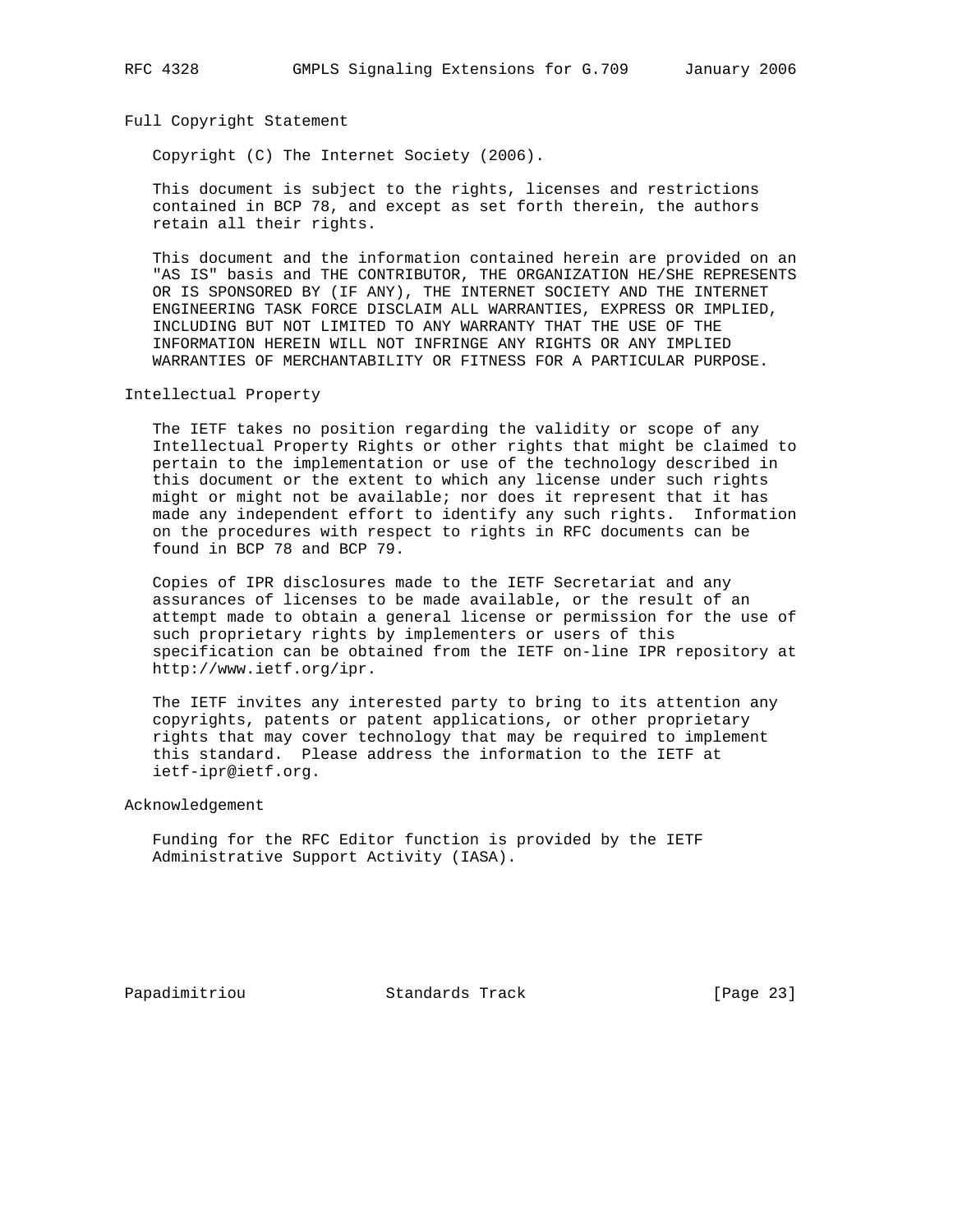## Full Copyright Statement

Copyright (C) The Internet Society (2006).

This document is subject to the rights, licenses and restrictions contained in BCP 78, and except as set forth therein, the authors retain all their rights.

This document and the information contained herein are provided on an "AS IS" basis and THE CONTRIBUTOR, THE ORGANIZATION HE/SHE REPRESENTS OR IS SPONSORED BY (IF ANY), THE INTERNET SOCIETY AND THE INTERNET ENGINEERING TASK FORCE DISCLAIM ALL WARRANTIES, EXPRESS OR IMPLIED, INCLUDING BUT NOT LIMITED TO ANY WARRANTY THAT THE USE OF THE INFORMATION HEREIN WILL NOT INFRINGE ANY RIGHTS OR ANY IMPLIED WARRANTIES OF MERCHANTABILITY OR FITNESS FOR A PARTICULAR PURPOSE.

## Intellectual Property

The IETF takes no position regarding the validity or scope of any Intellectual Property Rights or other rights that might be claimed to pertain to the implementation or use of the technology described in this document or the extent to which any license under such rights might or might not be available; nor does it represent that it has made any independent effort to identify any such rights. Information on the procedures with respect to rights in RFC documents can be found in BCP 78 and BCP 79.

Copies of IPR disclosures made to the IETF Secretariat and any assurances of licenses to be made available, or the result of an attempt made to obtain a general license or permission for the use of such proprietary rights by implementers or users of this specification can be obtained from the IETF on-line IPR repository at http://www.ietf.org/ipr.

The IETF invites any interested party to bring to its attention any copyrights, patents or patent applications, or other proprietary rights that may cover technology that may be required to implement this standard. Please address the information to the IETF at ietf-ipr@ietf.org.

## Acknowledgement

Funding for the RFC Editor function is provided by the IETF Administrative Support Activity (IASA).